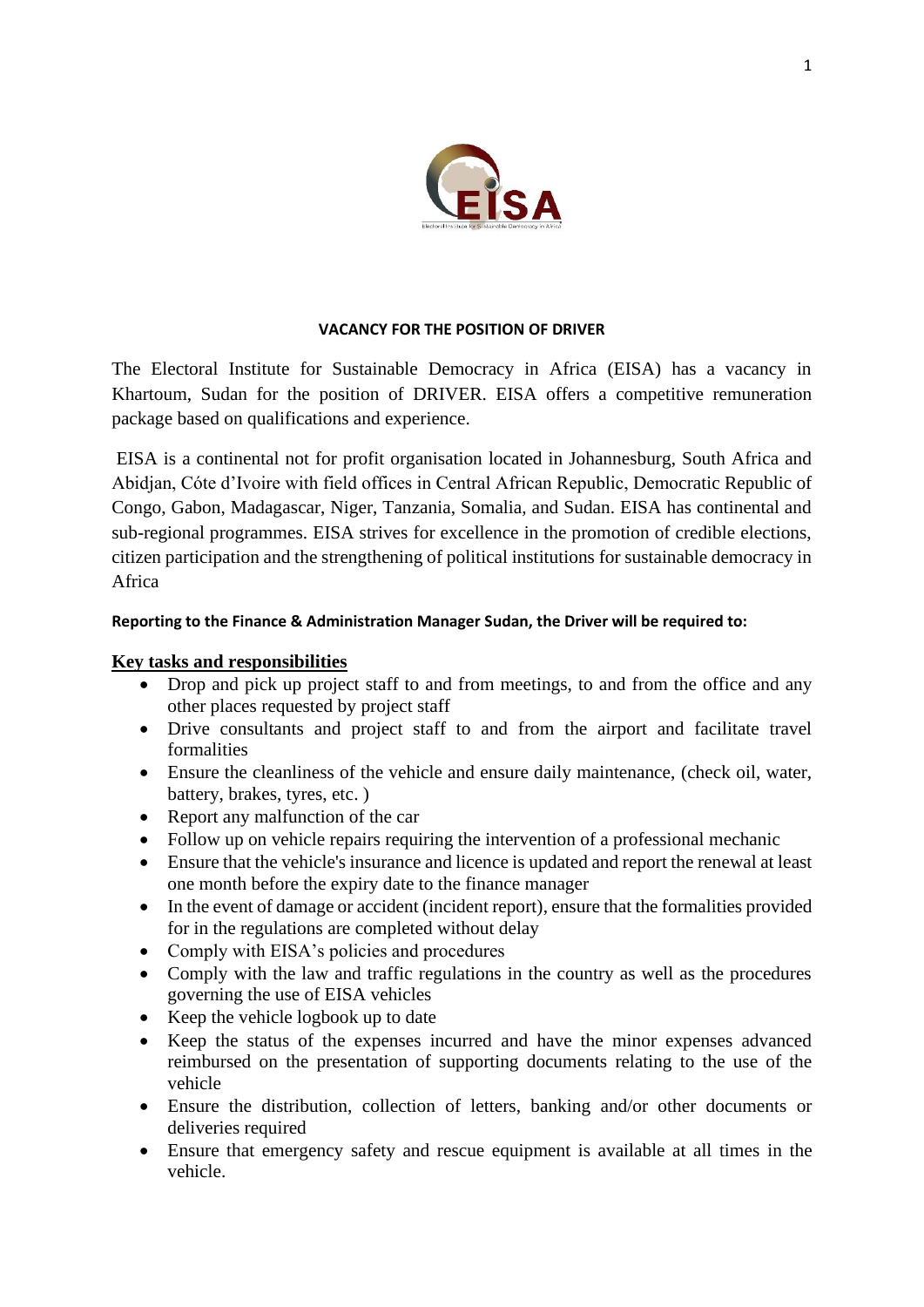**VACANCY FOR THE POSITION OF DRIVER**

The Electoral Institute for Sustainable Democracy in Africa (EISA) has a vacancy in Khartoum, Sudan for the position of DRIVER. EISA offers a competitive remuneration package based on qualifications and experience.

EISA is a continental not for profit organisation located in Johannesburg, South Africa and Abidjan, Cóte d'Ivoire with field offices in Central African Republic, Democratic Republic of Congo, Gabon, Madagascar, Niger, Tanzania, Somalia, and Sudan. EISA has continental and sub-regional programmes. EISA strives for excellence in the promotion of credible elections, citizen participation and the strengthening of political institutions for sustainable democracy in Africa

**Reporting to the Finance & Administration Manager Sudan, the Driver will be required to:**

**Key tasks and responsibilities**

- Drop and pick up project staff to and from meetings, to and from the office and any other places requested by project staff
- Drive consultants and project staff to and from the airport and facilitate travel formalities
- Ensure the cleanliness of the vehicle and ensure daily maintenance, (check oil, water, battery, brakes, tyres, etc. )
- Report any malfunction of the car
- Follow up on vehicle repairs requiring the intervention of a professional mechanic
- Ensure that the vehicle's insurance and licence is updated and report the renewal at least one month before the expiry date to the finance manager
- In the event of damage or accident (incident report), ensure that the formalities provided for in the regulations are completed without delay
- Comply with EISA's policies and procedures
- Comply with the law and traffic regulations in the country as well as the procedures governing the use of EISA vehicles
- Keep the vehicle logbook up to date
- Keep the status of the expenses incurred and have the minor expenses advanced reimbursed on the presentation of supporting documents relating to the use of the vehicle
- Ensure the distribution, collection of letters, banking and/or other documents or deliveries required
- Ensure that emergency safety and rescue equipment is available at all times in the vehicle.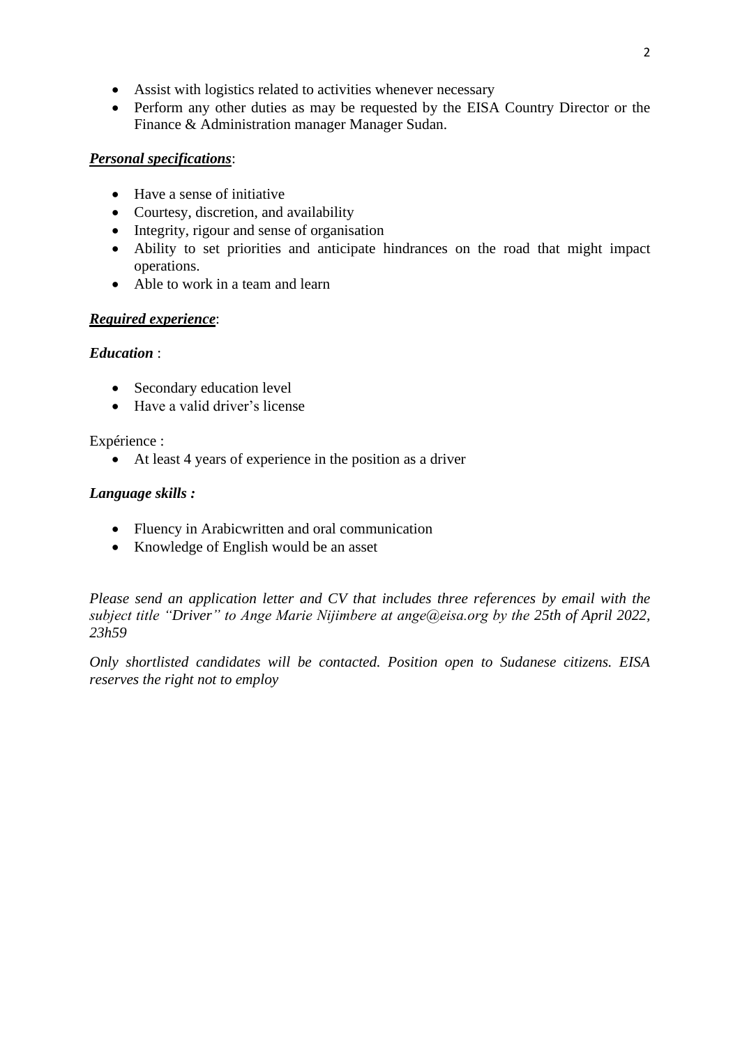- Assist with logistics related to activities whenever necessary
- Perform any other duties as may be requested by the EISA Country Director or the Finance & Administration manager Manager Sudan.

***Personal specifications***:

- Have a sense of initiative
- Courtesy, discretion, and availability
- Integrity, rigour and sense of organisation
- Ability to set priorities and anticipate hindrances on the road that might impact operations.
- Able to work in a team and learn

***Required experience***:

***Education*** :

- Secondary education level
- Have a valid driver's license

Expérience :

- At least 4 years of experience in the position as a driver

***Language skills :***

- Fluency in Arabicwritten and oral communication
- Knowledge of English would be an asset

*Please send an application letter and CV that includes three references by email with the subject title "Driver" to Ange Marie Nijimbere at ange@eisa.org by the 25th of April 2022, 23h59*

*Only shortlisted candidates will be contacted. Position open to Sudanese citizens. EISA reserves the right not to employ*